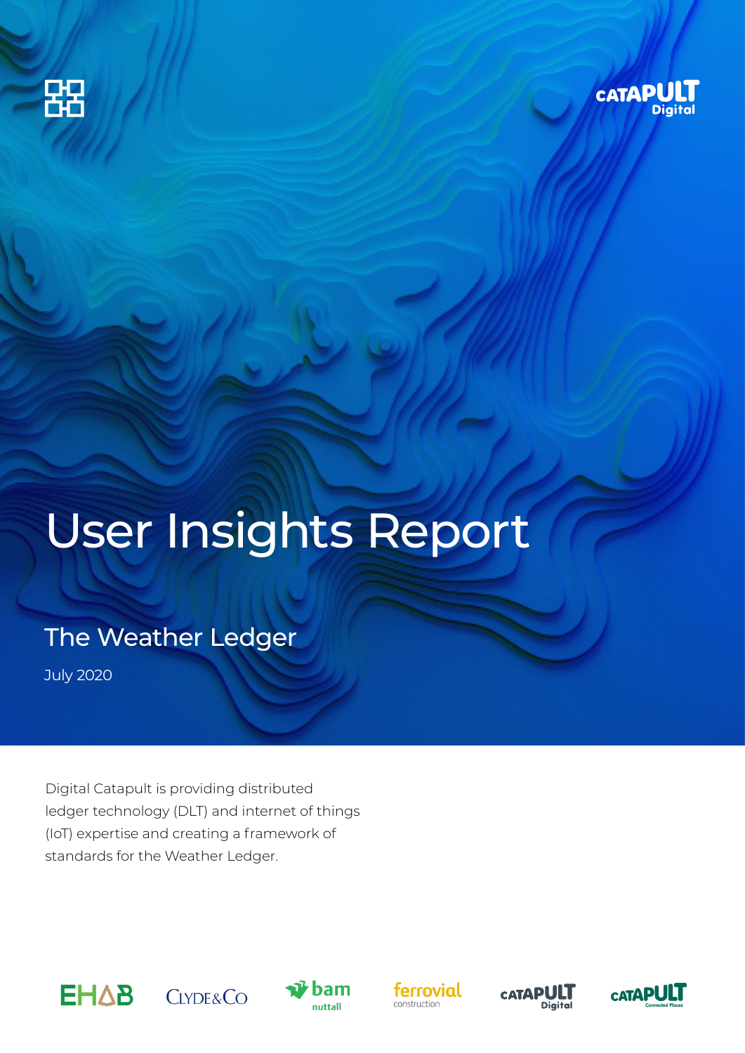# User Insights Report

## The Weather Ledger

July 2020

Digital Catapult is providing distributed ledger technology (DLT) and internet of things (IoT) expertise and creating a framework of standards for the Weather Ledger.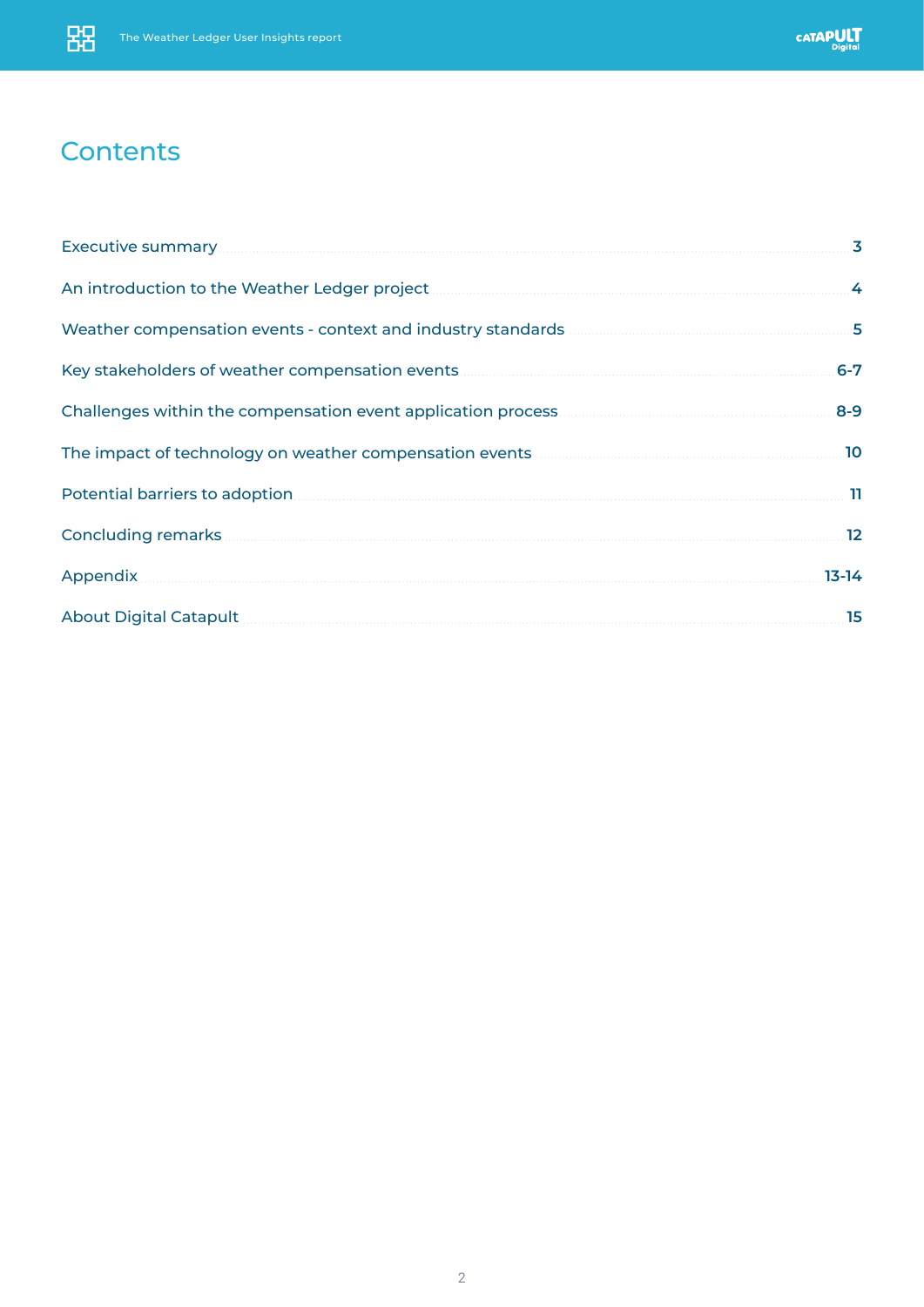# Contents

| | |
|---|---|
| Executive summary | **3** |
| An introduction to the Weather Ledger project | **4** |
| Weather compensation events - context and industry standards | **5** |
| Key stakeholders of weather compensation events | **6-7** |
| Challenges within the compensation event application process | **8-9** |
| The impact of technology on weather compensation events | **10** |
| Potential barriers to adoption | **11** |
| Concluding remarks | **12** |
| Appendix | **13-14** |
| About Digital Catapult | **15** |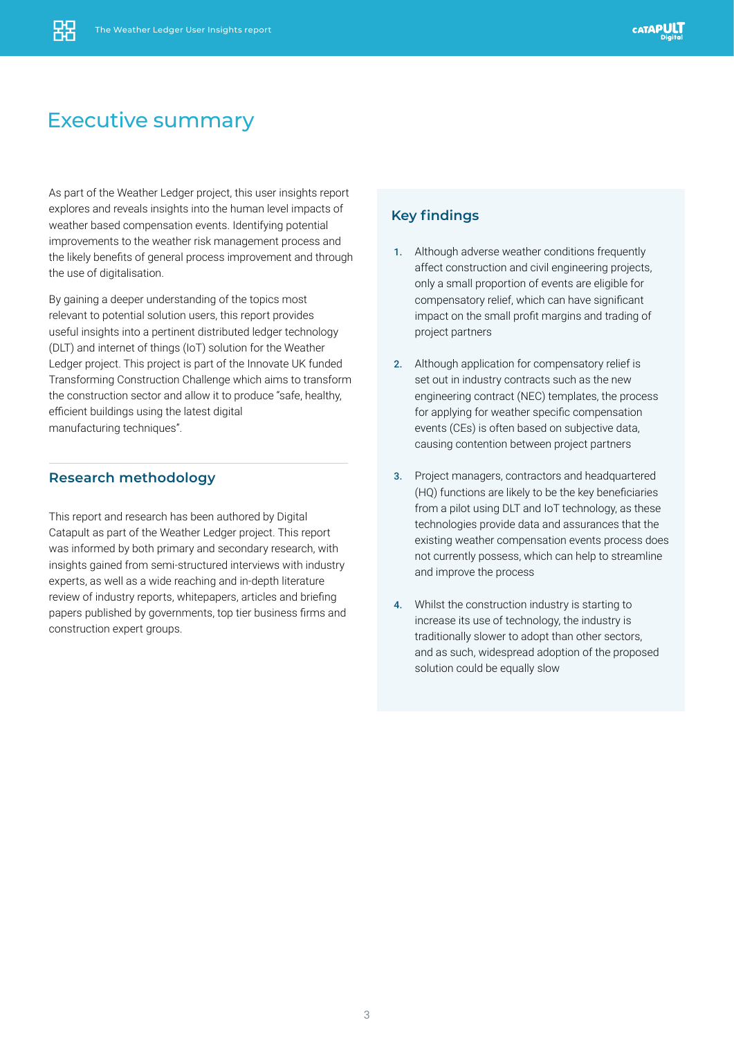# Executive summary

As part of the Weather Ledger project, this user insights report explores and reveals insights into the human level impacts of weather based compensation events. Identifying potential improvements to the weather risk management process and the likely benefits of general process improvement and through the use of digitalisation.

By gaining a deeper understanding of the topics most relevant to potential solution users, this report provides useful insights into a pertinent distributed ledger technology (DLT) and internet of things (IoT) solution for the Weather Ledger project. This project is part of the Innovate UK funded Transforming Construction Challenge which aims to transform the construction sector and allow it to produce "safe, healthy, efficient buildings using the latest digital manufacturing techniques".

## Research methodology

This report and research has been authored by Digital Catapult as part of the Weather Ledger project. This report was informed by both primary and secondary research, with insights gained from semi-structured interviews with industry experts, as well as a wide reaching and in-depth literature review of industry reports, whitepapers, articles and briefing papers published by governments, top tier business firms and construction expert groups.

## Key findings

1. Although adverse weather conditions frequently affect construction and civil engineering projects, only a small proportion of events are eligible for compensatory relief, which can have significant impact on the small profit margins and trading of project partners

2. Although application for compensatory relief is set out in industry contracts such as the new engineering contract (NEC) templates, the process for applying for weather specific compensation events (CEs) is often based on subjective data, causing contention between project partners

3. Project managers, contractors and headquartered (HQ) functions are likely to be the key beneficiaries from a pilot using DLT and IoT technology, as these technologies provide data and assurances that the existing weather compensation events process does not currently possess, which can help to streamline and improve the process

4. Whilst the construction industry is starting to increase its use of technology, the industry is traditionally slower to adopt than other sectors, and as such, widespread adoption of the proposed solution could be equally slow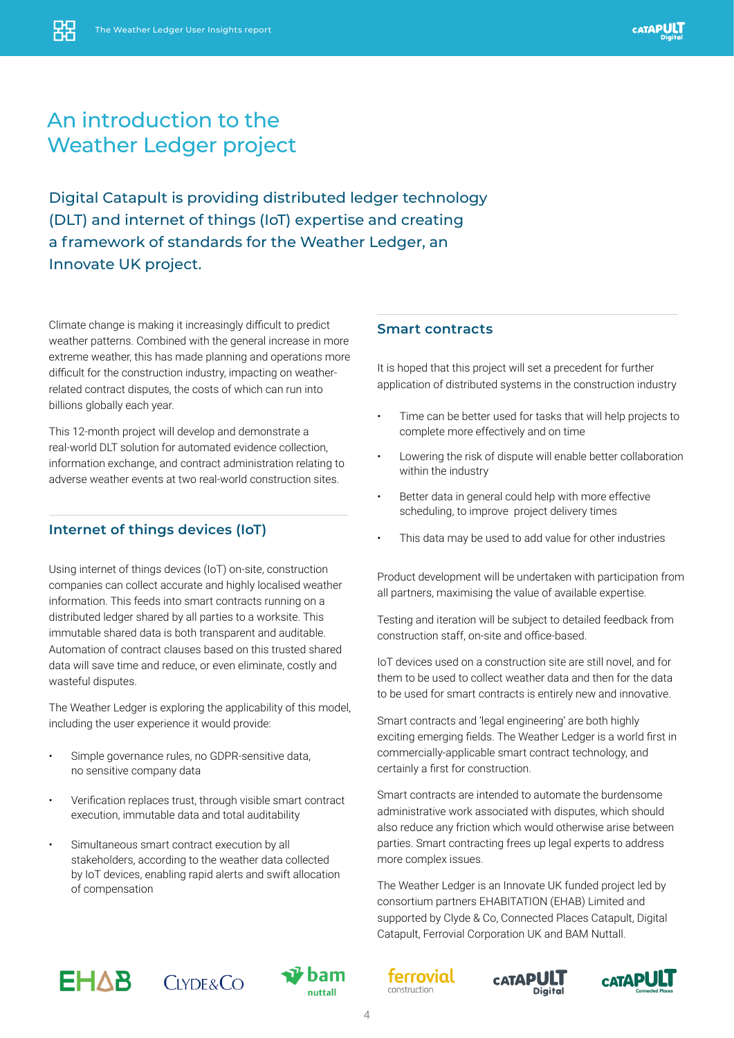# An introduction to the Weather Ledger project

## Digital Catapult is providing distributed ledger technology (DLT) and internet of things (IoT) expertise and creating a framework of standards for the Weather Ledger, an Innovate UK project.

Climate change is making it increasingly difficult to predict weather patterns. Combined with the general increase in more extreme weather, this has made planning and operations more difficult for the construction industry, impacting on weather-related contract disputes, the costs of which can run into billions globally each year.

This 12-month project will develop and demonstrate a real-world DLT solution for automated evidence collection, information exchange, and contract administration relating to adverse weather events at two real-world construction sites.

### Internet of things devices (IoT)

Using internet of things devices (IoT) on-site, construction companies can collect accurate and highly localised weather information. This feeds into smart contracts running on a distributed ledger shared by all parties to a worksite. This immutable shared data is both transparent and auditable. Automation of contract clauses based on this trusted shared data will save time and reduce, or even eliminate, costly and wasteful disputes.

The Weather Ledger is exploring the applicability of this model, including the user experience it would provide:

- Simple governance rules, no GDPR-sensitive data, no sensitive company data
- Verification replaces trust, through visible smart contract execution, immutable data and total auditability
- Simultaneous smart contract execution by all stakeholders, according to the weather data collected by IoT devices, enabling rapid alerts and swift allocation of compensation

### Smart contracts

It is hoped that this project will set a precedent for further application of distributed systems in the construction industry

- Time can be better used for tasks that will help projects to complete more effectively and on time
- Lowering the risk of dispute will enable better collaboration within the industry
- Better data in general could help with more effective scheduling, to improve project delivery times
- This data may be used to add value for other industries

Product development will be undertaken with participation from all partners, maximising the value of available expertise.

Testing and iteration will be subject to detailed feedback from construction staff, on-site and office-based.

IoT devices used on a construction site are still novel, and for them to be used to collect weather data and then for the data to be used for smart contracts is entirely new and innovative.

Smart contracts and 'legal engineering' are both highly exciting emerging fields. The Weather Ledger is a world first in commercially-applicable smart contract technology, and certainly a first for construction.

Smart contracts are intended to automate the burdensome administrative work associated with disputes, which should also reduce any friction which would otherwise arise between parties. Smart contracting frees up legal experts to address more complex issues.

The Weather Ledger is an Innovate UK funded project led by consortium partners EHABITATION (EHAB) Limited and supported by Clyde & Co, Connected Places Catapult, Digital Catapult, Ferrovial Corporation UK and BAM Nuttall.

EHAB · Clyde&Co · bam nuttall · ferrovial construction · Catapult Digital · Catapult Connected Places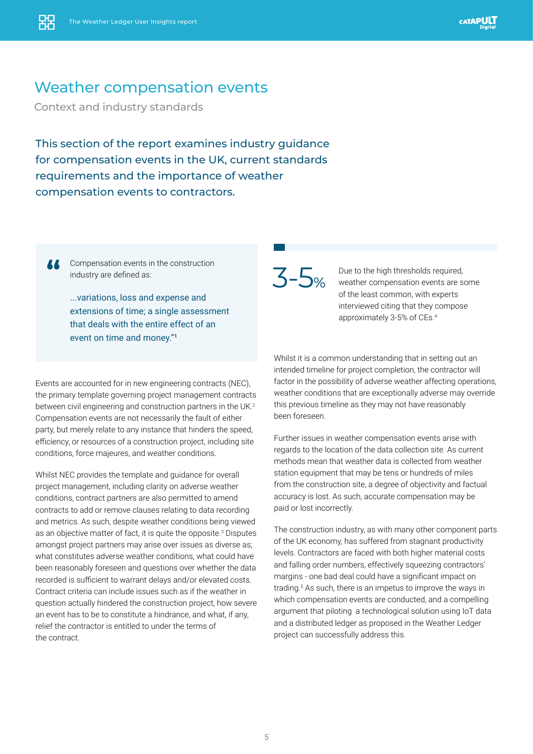# Weather compensation events

## Context and industry standards

This section of the report examines industry guidance for compensation events in the UK, current standards requirements and the importance of weather compensation events to contractors.

> Compensation events in the construction industry are defined as:
>
> ...variations, loss and expense and extensions of time; a single assessment that deals with the entire effect of an event on time and money."[1]

Events are accounted for in new engineering contracts (NEC), the primary template governing project management contracts between civil engineering and construction partners in the UK.[2] Compensation events are not necessarily the fault of either party, but merely relate to any instance that hinders the speed, efficiency, or resources of a construction project, including site conditions, force majeures, and weather conditions.

Whilst NEC provides the template and guidance for overall project management, including clarity on adverse weather conditions, contract partners are also permitted to amend contracts to add or remove clauses relating to data recording and metrics. As such, despite weather conditions being viewed as an objective matter of fact, it is quite the opposite.[3] Disputes amongst project partners may arise over issues as diverse as; what constitutes adverse weather conditions, what could have been reasonably foreseen and questions over whether the data recorded is sufficient to warrant delays and/or elevated costs. Contract criteria can include issues such as if the weather in question actually hindered the construction project, how severe an event has to be to constitute a hindrance, and what, if any, relief the contractor is entitled to under the terms of the contract.

**3-5%**

Due to the high thresholds required, weather compensation events are some of the least common, with experts interviewed citing that they compose approximately 3-5% of CEs.[4]

Whilst it is a common understanding that in setting out an intended timeline for project completion, the contractor will factor in the possibility of adverse weather affecting operations, weather conditions that are exceptionally adverse may override this previous timeline as they may not have reasonably been foreseen.

Further issues in weather compensation events arise with regards to the location of the data collection site. As current methods mean that weather data is collected from weather station equipment that may be tens or hundreds of miles from the construction site, a degree of objectivity and factual accuracy is lost. As such, accurate compensation may be paid or lost incorrectly.

The construction industry, as with many other component parts of the UK economy, has suffered from stagnant productivity levels. Contractors are faced with both higher material costs and falling order numbers, effectively squeezing contractors' margins - one bad deal could have a significant impact on trading.[5] As such, there is an impetus to improve the ways in which compensation events are conducted, and a compelling argument that piloting a technological solution using IoT data and a distributed ledger as proposed in the Weather Ledger project can successfully address this.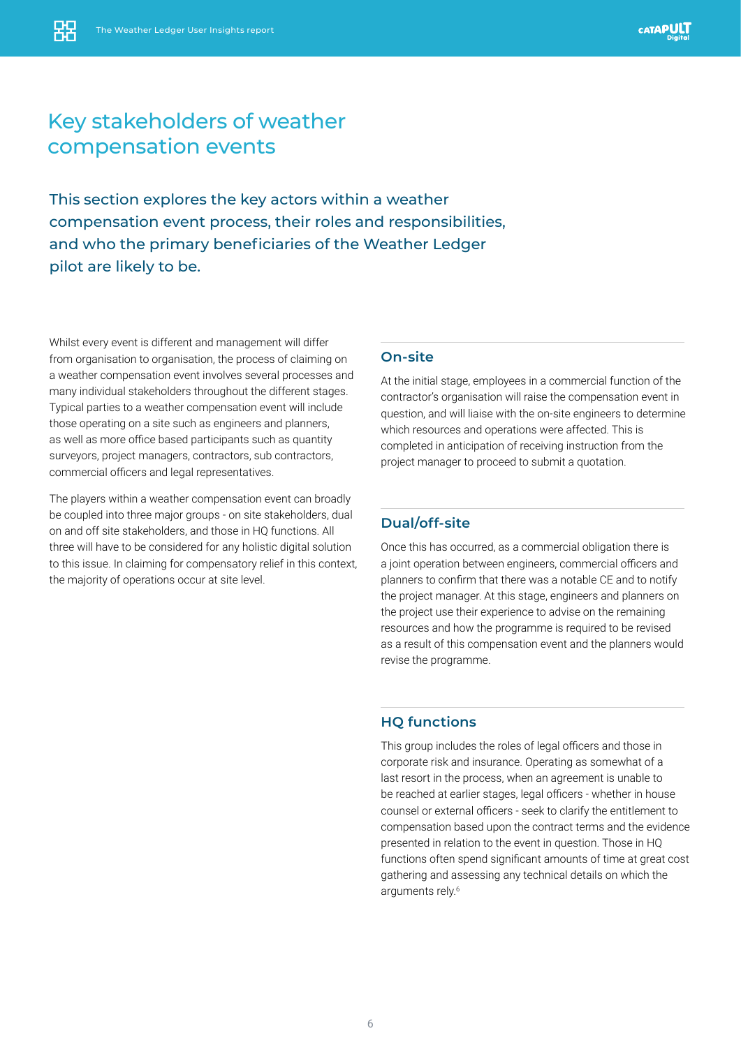# Key stakeholders of weather compensation events

This section explores the key actors within a weather compensation event process, their roles and responsibilities, and who the primary beneficiaries of the Weather Ledger pilot are likely to be.

Whilst every event is different and management will differ from organisation to organisation, the process of claiming on a weather compensation event involves several processes and many individual stakeholders throughout the different stages. Typical parties to a weather compensation event will include those operating on a site such as engineers and planners, as well as more office based participants such as quantity surveyors, project managers, contractors, sub contractors, commercial officers and legal representatives.

The players within a weather compensation event can broadly be coupled into three major groups - on site stakeholders, dual on and off site stakeholders, and those in HQ functions. All three will have to be considered for any holistic digital solution to this issue. In claiming for compensatory relief in this context, the majority of operations occur at site level.

## On-site

At the initial stage, employees in a commercial function of the contractor's organisation will raise the compensation event in question, and will liaise with the on-site engineers to determine which resources and operations were affected. This is completed in anticipation of receiving instruction from the project manager to proceed to submit a quotation.

## Dual/off-site

Once this has occurred, as a commercial obligation there is a joint operation between engineers, commercial officers and planners to confirm that there was a notable CE and to notify the project manager. At this stage, engineers and planners on the project use their experience to advise on the remaining resources and how the programme is required to be revised as a result of this compensation event and the planners would revise the programme.

## HQ functions

This group includes the roles of legal officers and those in corporate risk and insurance. Operating as somewhat of a last resort in the process, when an agreement is unable to be reached at earlier stages, legal officers - whether in house counsel or external officers - seek to clarify the entitlement to compensation based upon the contract terms and the evidence presented in relation to the event in question. Those in HQ functions often spend significant amounts of time at great cost gathering and assessing any technical details on which the arguments rely.[6]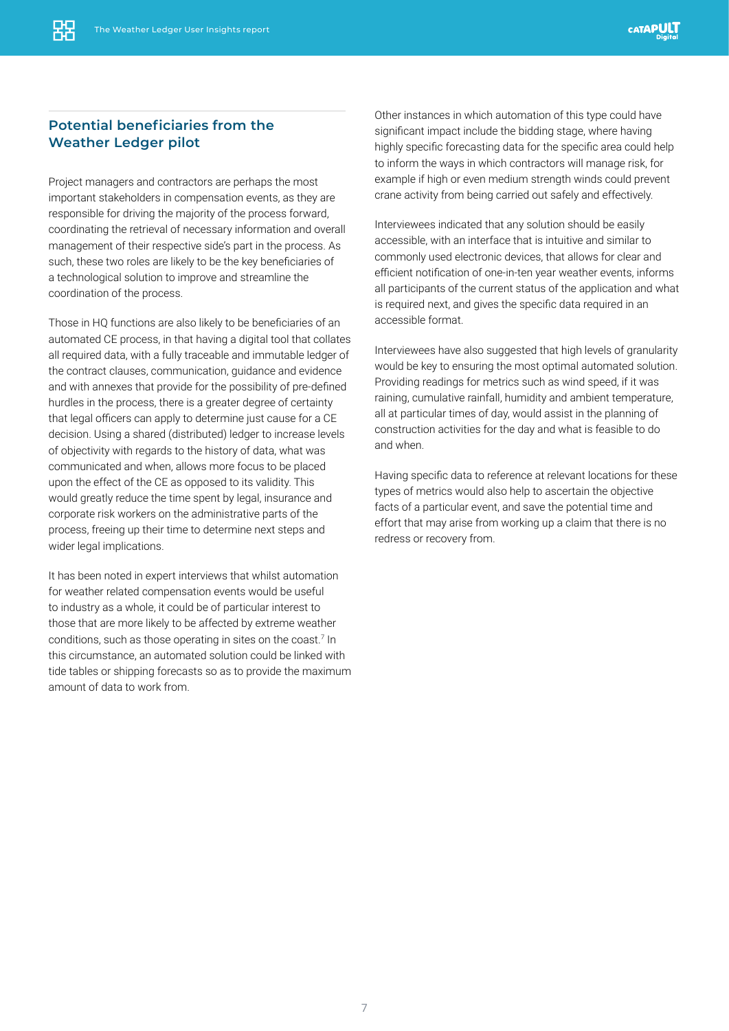## Potential beneficiaries from the Weather Ledger pilot

Project managers and contractors are perhaps the most important stakeholders in compensation events, as they are responsible for driving the majority of the process forward, coordinating the retrieval of necessary information and overall management of their respective side's part in the process. As such, these two roles are likely to be the key beneficiaries of a technological solution to improve and streamline the coordination of the process.

Those in HQ functions are also likely to be beneficiaries of an automated CE process, in that having a digital tool that collates all required data, with a fully traceable and immutable ledger of the contract clauses, communication, guidance and evidence and with annexes that provide for the possibility of pre-defined hurdles in the process, there is a greater degree of certainty that legal officers can apply to determine just cause for a CE decision. Using a shared (distributed) ledger to increase levels of objectivity with regards to the history of data, what was communicated and when, allows more focus to be placed upon the effect of the CE as opposed to its validity. This would greatly reduce the time spent by legal, insurance and corporate risk workers on the administrative parts of the process, freeing up their time to determine next steps and wider legal implications.

It has been noted in expert interviews that whilst automation for weather related compensation events would be useful to industry as a whole, it could be of particular interest to those that are more likely to be affected by extreme weather conditions, such as those operating in sites on the coast.[7] In this circumstance, an automated solution could be linked with tide tables or shipping forecasts so as to provide the maximum amount of data to work from.

Other instances in which automation of this type could have significant impact include the bidding stage, where having highly specific forecasting data for the specific area could help to inform the ways in which contractors will manage risk, for example if high or even medium strength winds could prevent crane activity from being carried out safely and effectively.

Interviewees indicated that any solution should be easily accessible, with an interface that is intuitive and similar to commonly used electronic devices, that allows for clear and efficient notification of one-in-ten year weather events, informs all participants of the current status of the application and what is required next, and gives the specific data required in an accessible format.

Interviewees have also suggested that high levels of granularity would be key to ensuring the most optimal automated solution. Providing readings for metrics such as wind speed, if it was raining, cumulative rainfall, humidity and ambient temperature, all at particular times of day, would assist in the planning of construction activities for the day and what is feasible to do and when.

Having specific data to reference at relevant locations for these types of metrics would also help to ascertain the objective facts of a particular event, and save the potential time and effort that may arise from working up a claim that there is no redress or recovery from.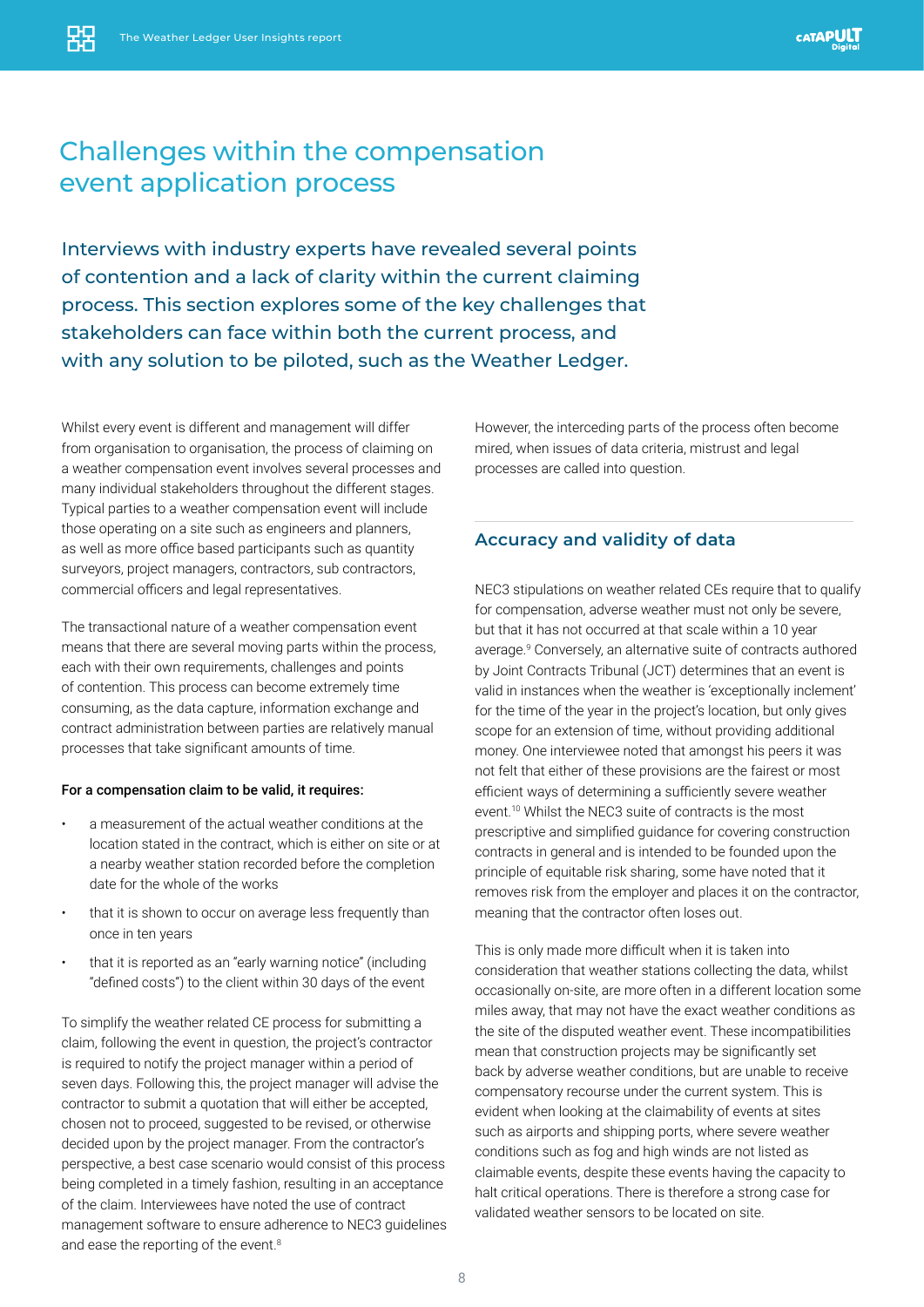## Challenges within the compensation event application process

### Interviews with industry experts have revealed several points of contention and a lack of clarity within the current claiming process. This section explores some of the key challenges that stakeholders can face within both the current process, and with any solution to be piloted, such as the Weather Ledger.

Whilst every event is different and management will differ from organisation to organisation, the process of claiming on a weather compensation event involves several processes and many individual stakeholders throughout the different stages. Typical parties to a weather compensation event will include those operating on a site such as engineers and planners, as well as more office based participants such as quantity surveyors, project managers, contractors, sub contractors, commercial officers and legal representatives.

The transactional nature of a weather compensation event means that there are several moving parts within the process, each with their own requirements, challenges and points of contention. This process can become extremely time consuming, as the data capture, information exchange and contract administration between parties are relatively manual processes that take significant amounts of time.

**For a compensation claim to be valid, it requires:**

- a measurement of the actual weather conditions at the location stated in the contract, which is either on site or at a nearby weather station recorded before the completion date for the whole of the works
- that it is shown to occur on average less frequently than once in ten years
- that it is reported as an "early warning notice" (including "defined costs") to the client within 30 days of the event

To simplify the weather related CE process for submitting a claim, following the event in question, the project's contractor is required to notify the project manager within a period of seven days. Following this, the project manager will advise the contractor to submit a quotation that will either be accepted, chosen not to proceed, suggested to be revised, or otherwise decided upon by the project manager. From the contractor's perspective, a best case scenario would consist of this process being completed in a timely fashion, resulting in an acceptance of the claim. Interviewees have noted the use of contract management software to ensure adherence to NEC3 guidelines and ease the reporting of the event.[8]

However, the interceding parts of the process often become mired, when issues of data criteria, mistrust and legal processes are called into question.

### Accuracy and validity of data

NEC3 stipulations on weather related CEs require that to qualify for compensation, adverse weather must not only be severe, but that it has not occurred at that scale within a 10 year average.[9] Conversely, an alternative suite of contracts authored by Joint Contracts Tribunal (JCT) determines that an event is valid in instances when the weather is 'exceptionally inclement' for the time of the year in the project's location, but only gives scope for an extension of time, without providing additional money. One interviewee noted that amongst his peers it was not felt that either of these provisions are the fairest or most efficient ways of determining a sufficiently severe weather event.[10] Whilst the NEC3 suite of contracts is the most prescriptive and simplified guidance for covering construction contracts in general and is intended to be founded upon the principle of equitable risk sharing, some have noted that it removes risk from the employer and places it on the contractor, meaning that the contractor often loses out.

This is only made more difficult when it is taken into consideration that weather stations collecting the data, whilst occasionally on-site, are more often in a different location some miles away, that may not have the exact weather conditions as the site of the disputed weather event. These incompatibilities mean that construction projects may be significantly set back by adverse weather conditions, but are unable to receive compensatory recourse under the current system. This is evident when looking at the claimability of events at sites such as airports and shipping ports, where severe weather conditions such as fog and high winds are not listed as claimable events, despite these events having the capacity to halt critical operations. There is therefore a strong case for validated weather sensors to be located on site.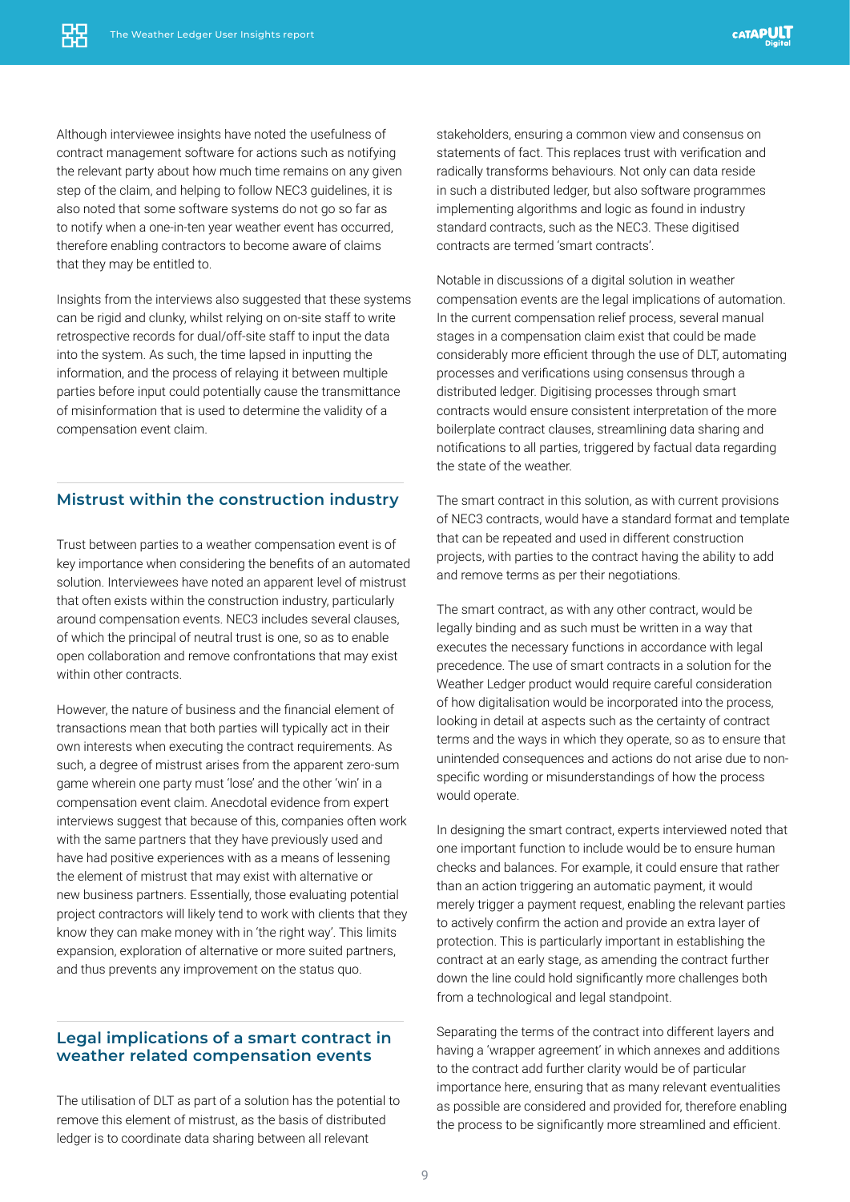Although interviewee insights have noted the usefulness of contract management software for actions such as notifying the relevant party about how much time remains on any given step of the claim, and helping to follow NEC3 guidelines, it is also noted that some software systems do not go so far as to notify when a one-in-ten year weather event has occurred, therefore enabling contractors to become aware of claims that they may be entitled to.

Insights from the interviews also suggested that these systems can be rigid and clunky, whilst relying on on-site staff to write retrospective records for dual/off-site staff to input the data into the system. As such, the time lapsed in inputting the information, and the process of relaying it between multiple parties before input could potentially cause the transmittance of misinformation that is used to determine the validity of a compensation event claim.

## Mistrust within the construction industry

Trust between parties to a weather compensation event is of key importance when considering the benefits of an automated solution. Interviewees have noted an apparent level of mistrust that often exists within the construction industry, particularly around compensation events. NEC3 includes several clauses, of which the principal of neutral trust is one, so as to enable open collaboration and remove confrontations that may exist within other contracts.

However, the nature of business and the financial element of transactions mean that both parties will typically act in their own interests when executing the contract requirements. As such, a degree of mistrust arises from the apparent zero-sum game wherein one party must 'lose' and the other 'win' in a compensation event claim. Anecdotal evidence from expert interviews suggest that because of this, companies often work with the same partners that they have previously used and have had positive experiences with as a means of lessening the element of mistrust that may exist with alternative or new business partners. Essentially, those evaluating potential project contractors will likely tend to work with clients that they know they can make money with in 'the right way'. This limits expansion, exploration of alternative or more suited partners, and thus prevents any improvement on the status quo.

## Legal implications of a smart contract in weather related compensation events

The utilisation of DLT as part of a solution has the potential to remove this element of mistrust, as the basis of distributed ledger is to coordinate data sharing between all relevant stakeholders, ensuring a common view and consensus on statements of fact. This replaces trust with verification and radically transforms behaviours. Not only can data reside in such a distributed ledger, but also software programmes implementing algorithms and logic as found in industry standard contracts, such as the NEC3. These digitised contracts are termed 'smart contracts'.

Notable in discussions of a digital solution in weather compensation events are the legal implications of automation. In the current compensation relief process, several manual stages in a compensation claim exist that could be made considerably more efficient through the use of DLT, automating processes and verifications using consensus through a distributed ledger. Digitising processes through smart contracts would ensure consistent interpretation of the more boilerplate contract clauses, streamlining data sharing and notifications to all parties, triggered by factual data regarding the state of the weather.

The smart contract in this solution, as with current provisions of NEC3 contracts, would have a standard format and template that can be repeated and used in different construction projects, with parties to the contract having the ability to add and remove terms as per their negotiations.

The smart contract, as with any other contract, would be legally binding and as such must be written in a way that executes the necessary functions in accordance with legal precedence. The use of smart contracts in a solution for the Weather Ledger product would require careful consideration of how digitalisation would be incorporated into the process, looking in detail at aspects such as the certainty of contract terms and the ways in which they operate, so as to ensure that unintended consequences and actions do not arise due to non-specific wording or misunderstandings of how the process would operate.

In designing the smart contract, experts interviewed noted that one important function to include would be to ensure human checks and balances. For example, it could ensure that rather than an action triggering an automatic payment, it would merely trigger a payment request, enabling the relevant parties to actively confirm the action and provide an extra layer of protection. This is particularly important in establishing the contract at an early stage, as amending the contract further down the line could hold significantly more challenges both from a technological and legal standpoint.

Separating the terms of the contract into different layers and having a 'wrapper agreement' in which annexes and additions to the contract add further clarity would be of particular importance here, ensuring that as many relevant eventualities as possible are considered and provided for, therefore enabling the process to be significantly more streamlined and efficient.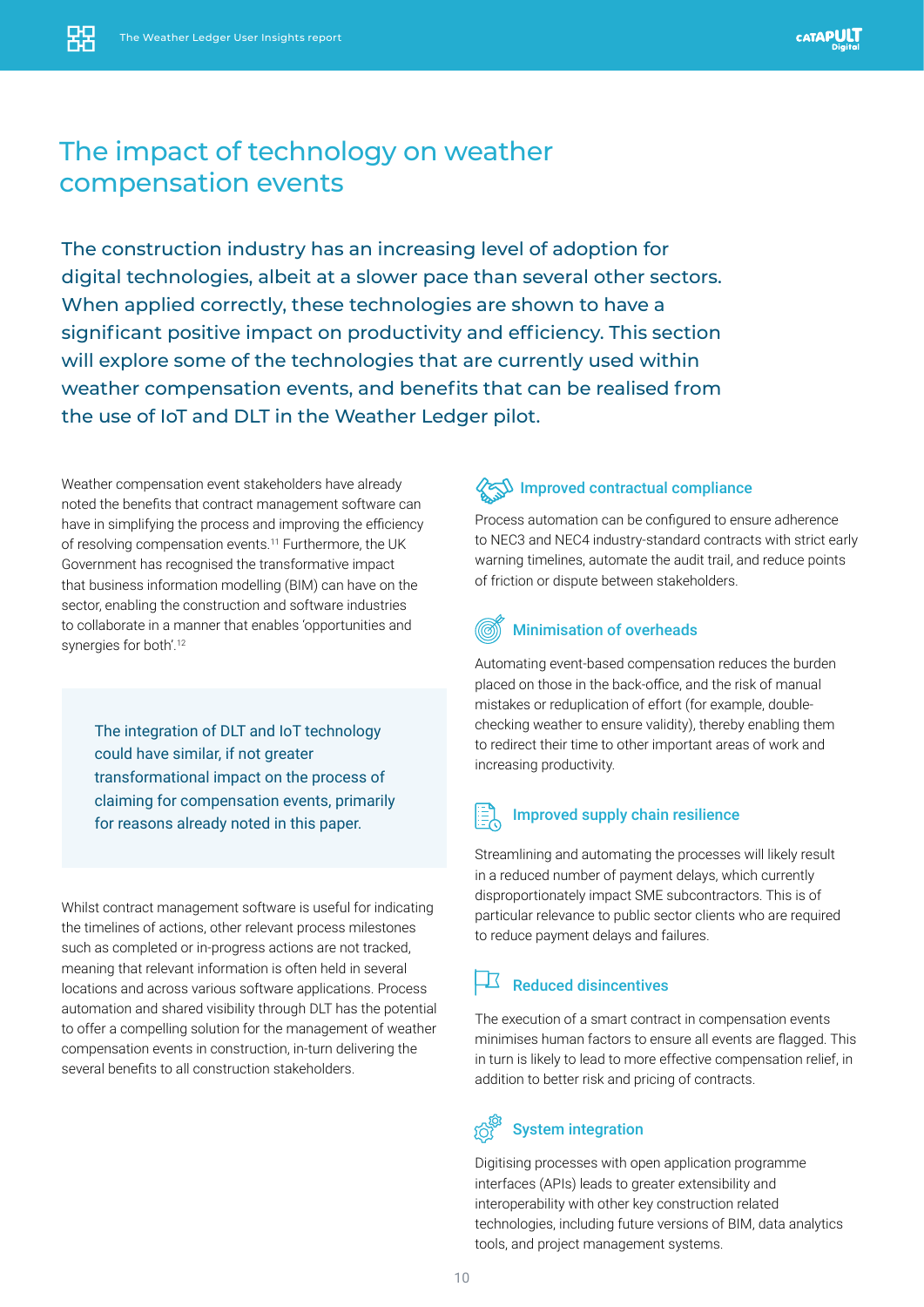# The impact of technology on weather compensation events

The construction industry has an increasing level of adoption for digital technologies, albeit at a slower pace than several other sectors. When applied correctly, these technologies are shown to have a significant positive impact on productivity and efficiency. This section will explore some of the technologies that are currently used within weather compensation events, and benefits that can be realised from the use of IoT and DLT in the Weather Ledger pilot.

Weather compensation event stakeholders have already noted the benefits that contract management software can have in simplifying the process and improving the efficiency of resolving compensation events.[11] Furthermore, the UK Government has recognised the transformative impact that business information modelling (BIM) can have on the sector, enabling the construction and software industries to collaborate in a manner that enables 'opportunities and synergies for both'.[12]

> The integration of DLT and IoT technology could have similar, if not greater transformational impact on the process of claiming for compensation events, primarily for reasons already noted in this paper.

Whilst contract management software is useful for indicating the timelines of actions, other relevant process milestones such as completed or in-progress actions are not tracked, meaning that relevant information is often held in several locations and across various software applications. Process automation and shared visibility through DLT has the potential to offer a compelling solution for the management of weather compensation events in construction, in-turn delivering the several benefits to all construction stakeholders.

### Improved contractual compliance

Process automation can be configured to ensure adherence to NEC3 and NEC4 industry-standard contracts with strict early warning timelines, automate the audit trail, and reduce points of friction or dispute between stakeholders.

### Minimisation of overheads

Automating event-based compensation reduces the burden placed on those in the back-office, and the risk of manual mistakes or reduplication of effort (for example, double-checking weather to ensure validity), thereby enabling them to redirect their time to other important areas of work and increasing productivity.

### Improved supply chain resilience

Streamlining and automating the processes will likely result in a reduced number of payment delays, which currently disproportionately impact SME subcontractors. This is of particular relevance to public sector clients who are required to reduce payment delays and failures.

### Reduced disincentives

The execution of a smart contract in compensation events minimises human factors to ensure all events are flagged. This in turn is likely to lead to more effective compensation relief, in addition to better risk and pricing of contracts.

### System integration

Digitising processes with open application programme interfaces (APIs) leads to greater extensibility and interoperability with other key construction related technologies, including future versions of BIM, data analytics tools, and project management systems.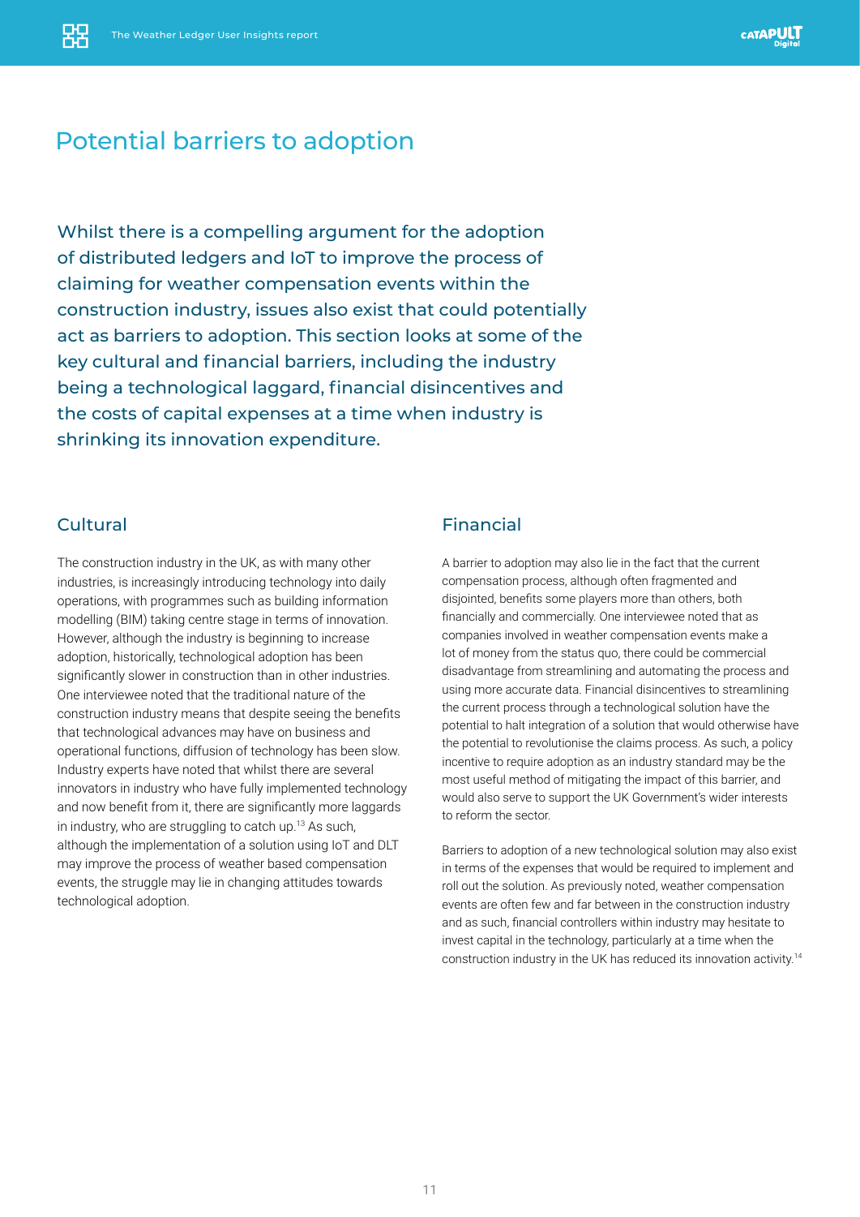# Potential barriers to adoption

Whilst there is a compelling argument for the adoption of distributed ledgers and IoT to improve the process of claiming for weather compensation events within the construction industry, issues also exist that could potentially act as barriers to adoption. This section looks at some of the key cultural and financial barriers, including the industry being a technological laggard, financial disincentives and the costs of capital expenses at a time when industry is shrinking its innovation expenditure.

## Cultural

The construction industry in the UK, as with many other industries, is increasingly introducing technology into daily operations, with programmes such as building information modelling (BIM) taking centre stage in terms of innovation. However, although the industry is beginning to increase adoption, historically, technological adoption has been significantly slower in construction than in other industries. One interviewee noted that the traditional nature of the construction industry means that despite seeing the benefits that technological advances may have on business and operational functions, diffusion of technology has been slow. Industry experts have noted that whilst there are several innovators in industry who have fully implemented technology and now benefit from it, there are significantly more laggards in industry, who are struggling to catch up.[13] As such, although the implementation of a solution using IoT and DLT may improve the process of weather based compensation events, the struggle may lie in changing attitudes towards technological adoption.

## Financial

A barrier to adoption may also lie in the fact that the current compensation process, although often fragmented and disjointed, benefits some players more than others, both financially and commercially. One interviewee noted that as companies involved in weather compensation events make a lot of money from the status quo, there could be commercial disadvantage from streamlining and automating the process and using more accurate data. Financial disincentives to streamlining the current process through a technological solution have the potential to halt integration of a solution that would otherwise have the potential to revolutionise the claims process. As such, a policy incentive to require adoption as an industry standard may be the most useful method of mitigating the impact of this barrier, and would also serve to support the UK Government's wider interests to reform the sector.

Barriers to adoption of a new technological solution may also exist in terms of the expenses that would be required to implement and roll out the solution. As previously noted, weather compensation events are often few and far between in the construction industry and as such, financial controllers within industry may hesitate to invest capital in the technology, particularly at a time when the construction industry in the UK has reduced its innovation activity.[14]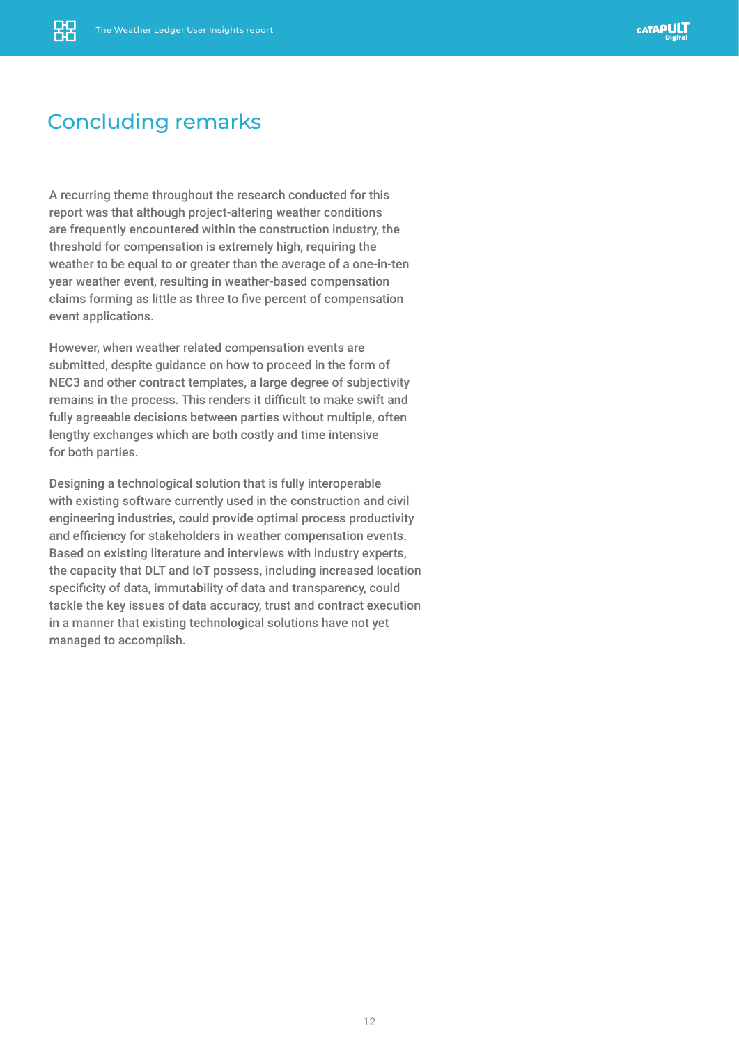# Concluding remarks

A recurring theme throughout the research conducted for this report was that although project-altering weather conditions are frequently encountered within the construction industry, the threshold for compensation is extremely high, requiring the weather to be equal to or greater than the average of a one-in-ten year weather event, resulting in weather-based compensation claims forming as little as three to five percent of compensation event applications.

However, when weather related compensation events are submitted, despite guidance on how to proceed in the form of NEC3 and other contract templates, a large degree of subjectivity remains in the process. This renders it difficult to make swift and fully agreeable decisions between parties without multiple, often lengthy exchanges which are both costly and time intensive for both parties.

Designing a technological solution that is fully interoperable with existing software currently used in the construction and civil engineering industries, could provide optimal process productivity and efficiency for stakeholders in weather compensation events. Based on existing literature and interviews with industry experts, the capacity that DLT and IoT possess, including increased location specificity of data, immutability of data and transparency, could tackle the key issues of data accuracy, trust and contract execution in a manner that existing technological solutions have not yet managed to accomplish.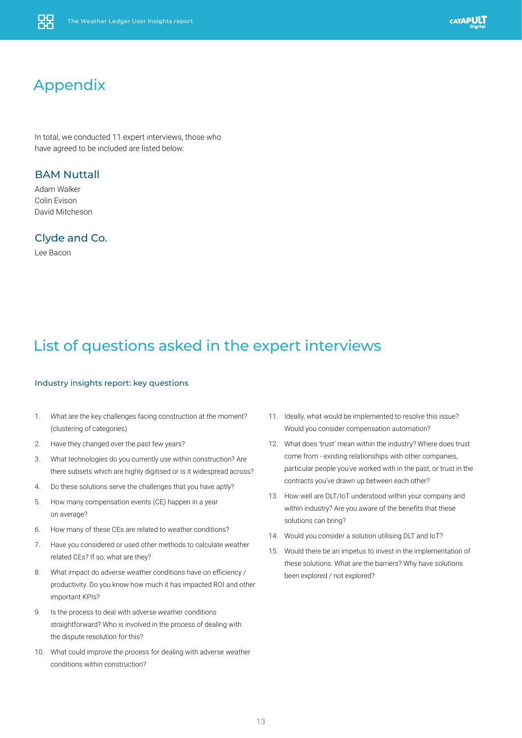# Appendix

In total, we conducted 11 expert interviews, those who have agreed to be included are listed below:

### BAM Nuttall

Adam Walker
Colin Evison
David Mitcheson

### Clyde and Co.

Lee Bacon

# List of questions asked in the expert interviews

### Industry insights report: key questions

1. What are the key challenges facing construction at the moment? (clustering of categories)
2. Have they changed over the past few years?
3. What technologies do you currently use within construction? Are there subsets which are highly digitised or is it widespread across?
4. Do these solutions serve the challenges that you have aptly?
5. How many compensation events (CE) happen in a year on average?
6. How many of these CEs are related to weather conditions?
7. Have you considered or used other methods to calculate weather related CEs? If so, what are they?
8. What impact do adverse weather conditions have on efficiency / productivity. Do you know how much it has impacted ROI and other important KPIs?
9. Is the process to deal with adverse weather conditions straightforward? Who is involved in the process of dealing with the dispute resolution for this?
10. What could improve the process for dealing with adverse weather conditions within construction?
11. Ideally, what would be implemented to resolve this issue? Would you consider compensation automation?
12. What does 'trust' mean within the industry? Where does trust come from - existing relationships with other companies, particular people you've worked with in the past, or trust in the contracts you've drawn up between each other?
13. How well are DLT/IoT understood within your company and within industry? Are you aware of the benefits that these solutions can bring?
14. Would you consider a solution utilising DLT and IoT?
15. Would there be an impetus to invest in the implementation of these solutions. What are the barriers? Why have solutions been explored / not explored?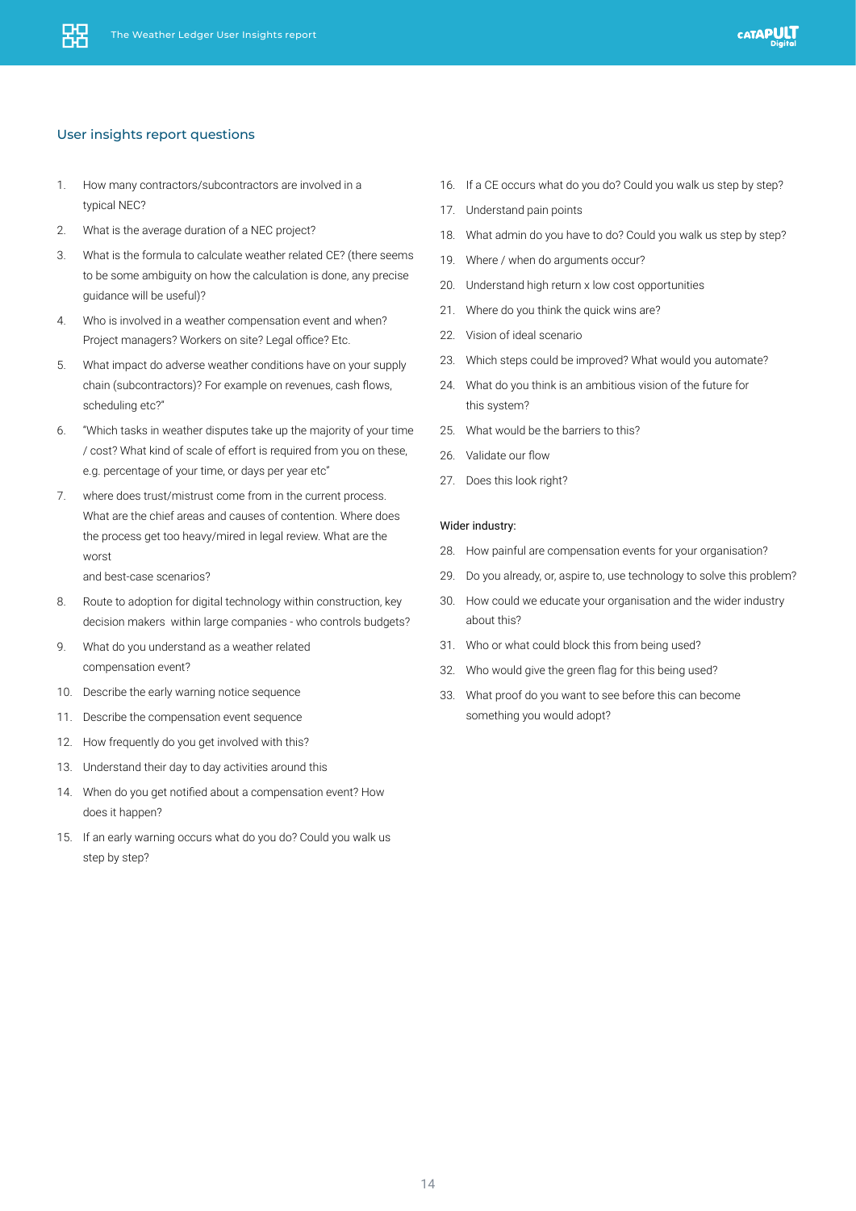## User insights report questions

1. How many contractors/subcontractors are involved in a typical NEC?
2. What is the average duration of a NEC project?
3. What is the formula to calculate weather related CE? (there seems to be some ambiguity on how the calculation is done, any precise guidance will be useful)?
4. Who is involved in a weather compensation event and when? Project managers? Workers on site? Legal office? Etc.
5. What impact do adverse weather conditions have on your supply chain (subcontractors)? For example on revenues, cash flows, scheduling etc?"
6. "Which tasks in weather disputes take up the majority of your time / cost? What kind of scale of effort is required from you on these, e.g. percentage of your time, or days per year etc"
7. where does trust/mistrust come from in the current process. What are the chief areas and causes of contention. Where does the process get too heavy/mired in legal review. What are the worst and best-case scenarios?
8. Route to adoption for digital technology within construction, key decision makers within large companies - who controls budgets?
9. What do you understand as a weather related compensation event?
10. Describe the early warning notice sequence
11. Describe the compensation event sequence
12. How frequently do you get involved with this?
13. Understand their day to day activities around this
14. When do you get notified about a compensation event? How does it happen?
15. If an early warning occurs what do you do? Could you walk us step by step?
16. If a CE occurs what do you do? Could you walk us step by step?
17. Understand pain points
18. What admin do you have to do? Could you walk us step by step?
19. Where / when do arguments occur?
20. Understand high return x low cost opportunities
21. Where do you think the quick wins are?
22. Vision of ideal scenario
23. Which steps could be improved? What would you automate?
24. What do you think is an ambitious vision of the future for this system?
25. What would be the barriers to this?
26. Validate our flow
27. Does this look right?

Wider industry:

28. How painful are compensation events for your organisation?
29. Do you already, or, aspire to, use technology to solve this problem?
30. How could we educate your organisation and the wider industry about this?
31. Who or what could block this from being used?
32. Who would give the green flag for this being used?
33. What proof do you want to see before this can become something you would adopt?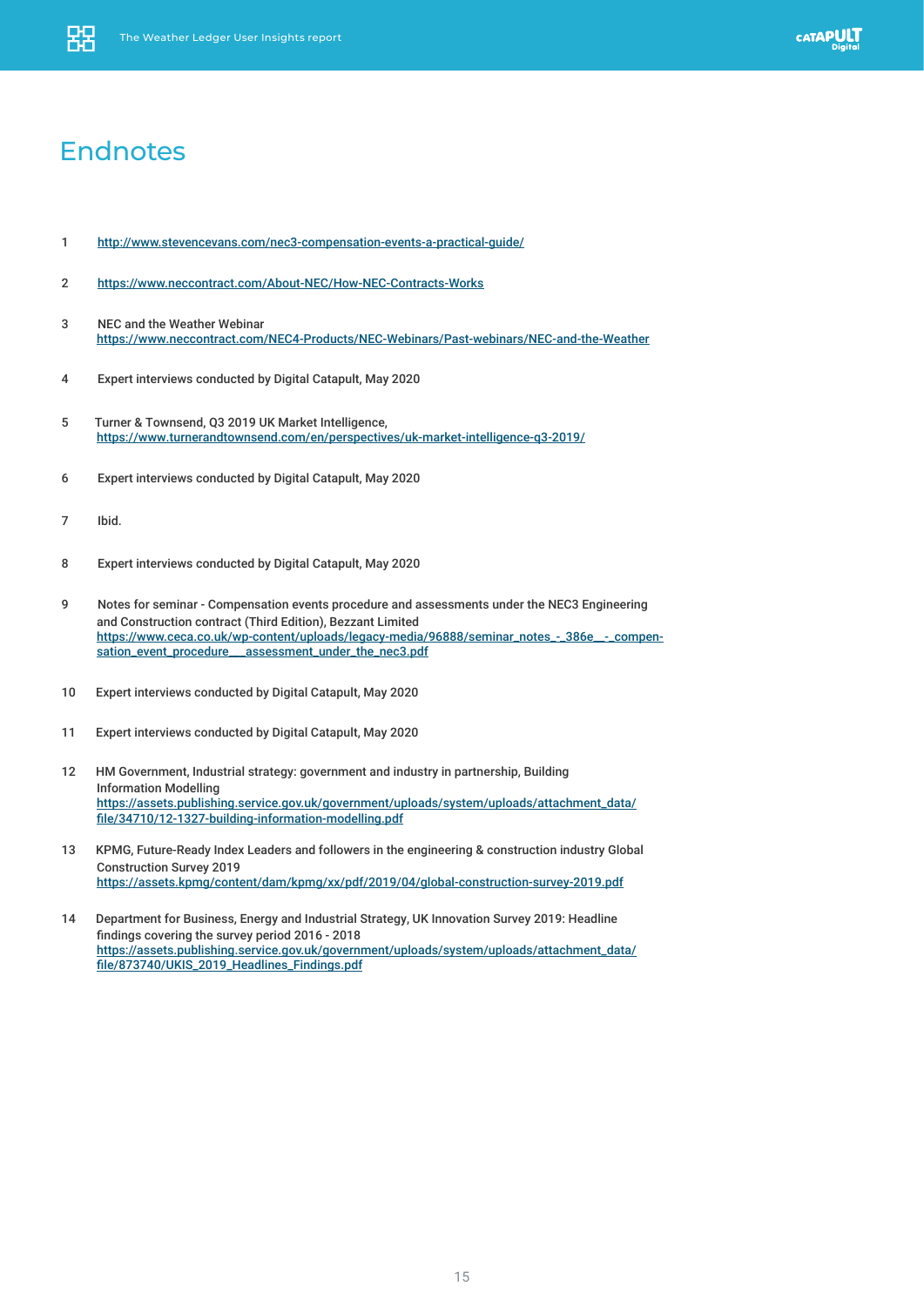# Endnotes

1 http://www.stevencevans.com/nec3-compensation-events-a-practical-guide/

2 https://www.neccontract.com/About-NEC/How-NEC-Contracts-Works

3 NEC and the Weather Webinar
https://www.neccontract.com/NEC4-Products/NEC-Webinars/Past-webinars/NEC-and-the-Weather

4 Expert interviews conducted by Digital Catapult, May 2020

5 Turner & Townsend, Q3 2019 UK Market Intelligence,
https://www.turnerandtownsend.com/en/perspectives/uk-market-intelligence-q3-2019/

6 Expert interviews conducted by Digital Catapult, May 2020

7 Ibid.

8 Expert interviews conducted by Digital Catapult, May 2020

9 Notes for seminar - Compensation events procedure and assessments under the NEC3 Engineering and Construction contract (Third Edition), Bezzant Limited
https://www.ceca.co.uk/wp-content/uploads/legacy-media/96888/seminar_notes_-_386e__-_compensation_event_procedure___assessment_under_the_nec3.pdf

10 Expert interviews conducted by Digital Catapult, May 2020

11 Expert interviews conducted by Digital Catapult, May 2020

12 HM Government, Industrial strategy: government and industry in partnership, Building Information Modelling
https://assets.publishing.service.gov.uk/government/uploads/system/uploads/attachment_data/file/34710/12-1327-building-information-modelling.pdf

13 KPMG, Future-Ready Index Leaders and followers in the engineering & construction industry Global Construction Survey 2019
https://assets.kpmg/content/dam/kpmg/xx/pdf/2019/04/global-construction-survey-2019.pdf

14 Department for Business, Energy and Industrial Strategy, UK Innovation Survey 2019: Headline findings covering the survey period 2016 - 2018
https://assets.publishing.service.gov.uk/government/uploads/system/uploads/attachment_data/file/873740/UKIS_2019_Headlines_Findings.pdf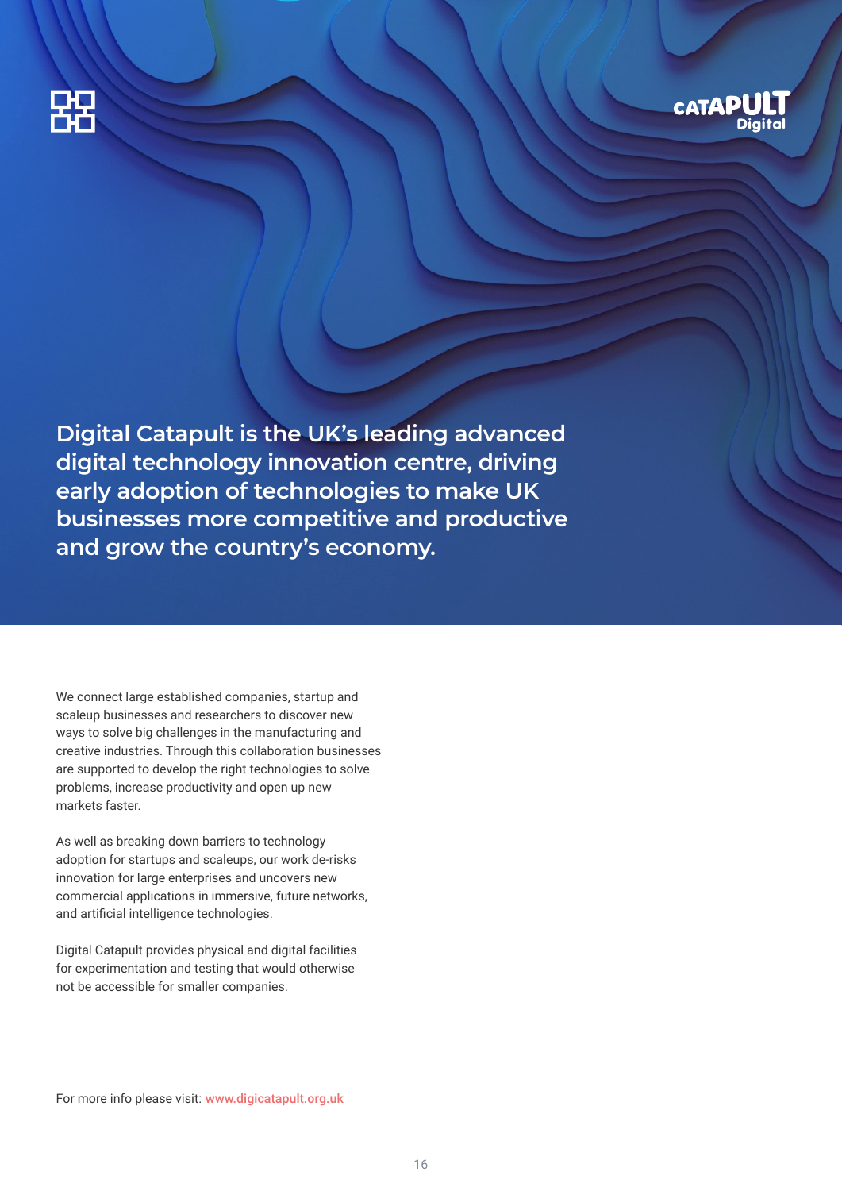Digital Catapult

**Digital Catapult is the UK's leading advanced digital technology innovation centre, driving early adoption of technologies to make UK businesses more competitive and productive and grow the country's economy.**

We connect large established companies, startup and scaleup businesses and researchers to discover new ways to solve big challenges in the manufacturing and creative industries. Through this collaboration businesses are supported to develop the right technologies to solve problems, increase productivity and open up new markets faster.

As well as breaking down barriers to technology adoption for startups and scaleups, our work de-risks innovation for large enterprises and uncovers new commercial applications in immersive, future networks, and artificial intelligence technologies.

Digital Catapult provides physical and digital facilities for experimentation and testing that would otherwise not be accessible for smaller companies.

For more info please visit: [www.digicatapult.org.uk](http://www.digicatapult.org.uk)